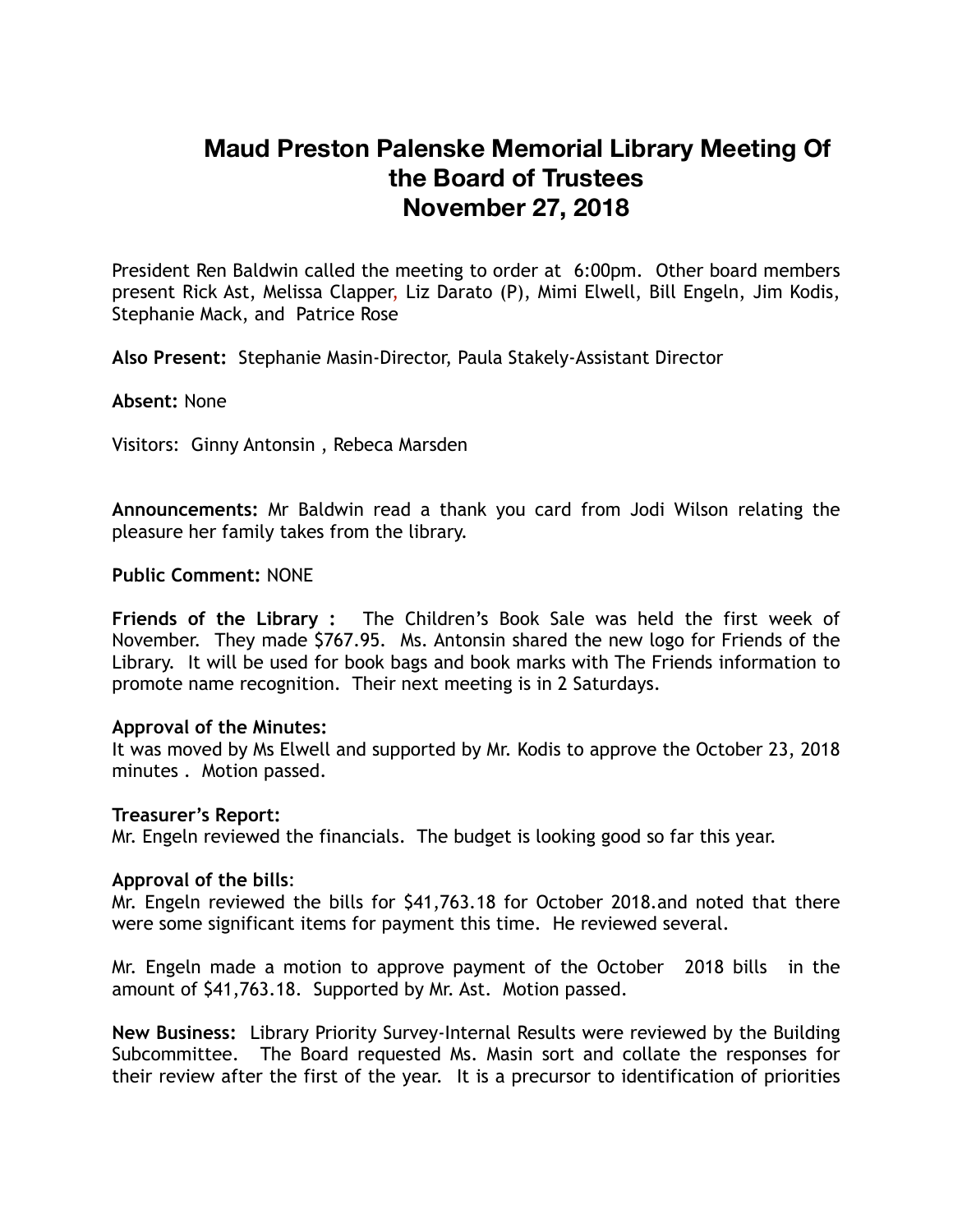# Maud Preston Palenske Memorial Library Meeting Of the Board of Trustees November 27, 2018

President Ren Baldwin called the meeting to order at 6:00pm. Other board members present Rick Ast, Melissa Clapper, Liz Darato (P), Mimi Elwell, Bill Engeln, Jim Kodis, Stephanie Mack, and Patrice Rose

**Also Present:** Stephanie Masin-Director, Paula Stakely-Assistant Director

**Absent:** None

Visitors: Ginny Antonsin , Rebeca Marsden

**Announcements:** Mr Baldwin read a thank you card from Jodi Wilson relating the pleasure her family takes from the library.

**Public Comment:** NONE

**Friends of the Library :** The Children's Book Sale was held the first week of November. They made $767.95. Ms. Antonsin shared the new logo for Friends of the Library. It will be used for book bags and book marks with The Friends information to promote name recognition. Their next meeting is in 2 Saturdays.

**Approval of the Minutes:**
It was moved by Ms Elwell and supported by Mr. Kodis to approve the October 23, 2018 minutes . Motion passed.

**Treasurer's Report:**
Mr. Engeln reviewed the financials. The budget is looking good so far this year.

**Approval of the bills**:
Mr. Engeln reviewed the bills for $41,763.18 for October 2018.and noted that there were some significant items for payment this time. He reviewed several.

Mr. Engeln made a motion to approve payment of the October 2018 bills in the amount of $41,763.18. Supported by Mr. Ast. Motion passed.

**New Business:** Library Priority Survey-Internal Results were reviewed by the Building Subcommittee. The Board requested Ms. Masin sort and collate the responses for their review after the first of the year. It is a precursor to identification of priorities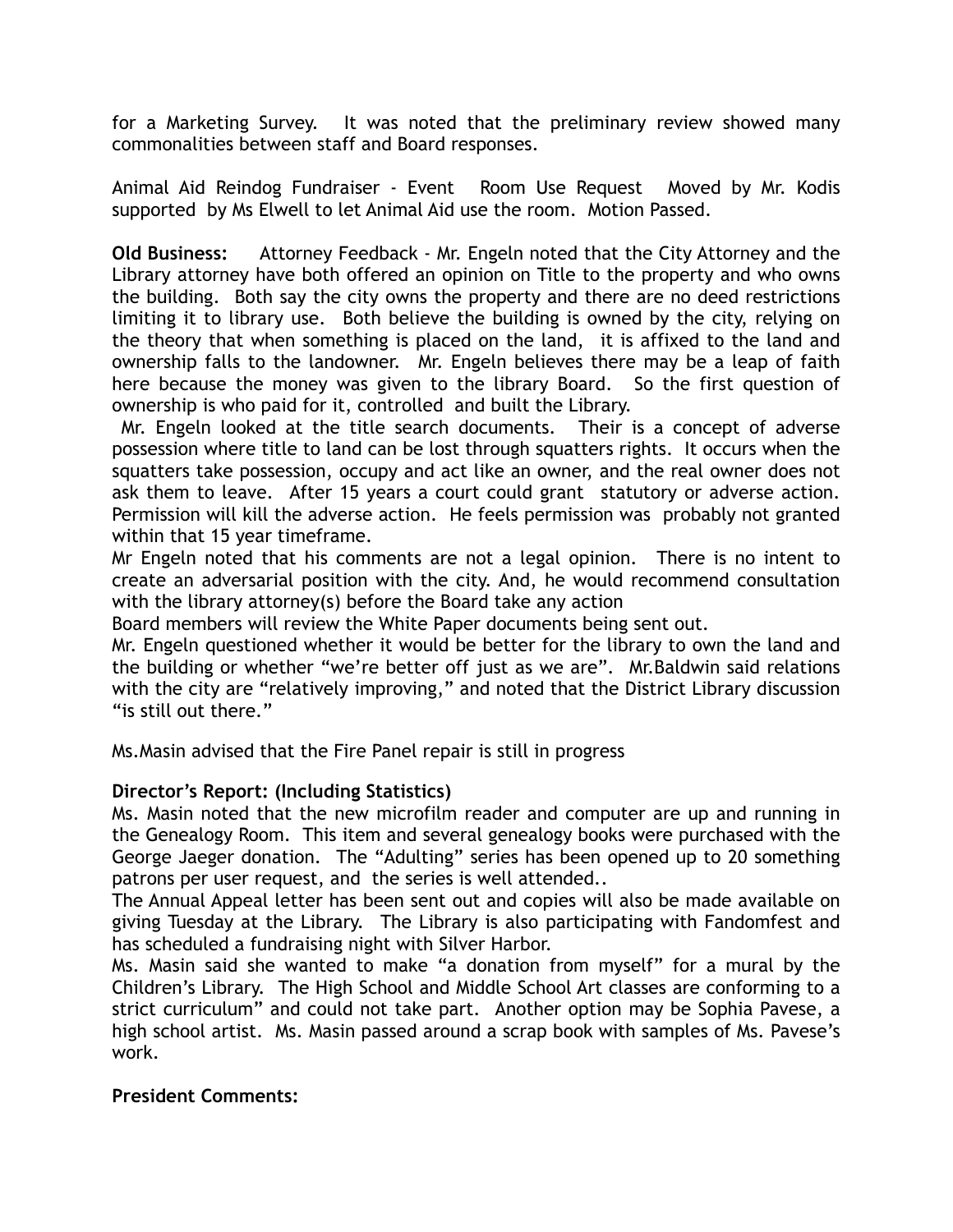for a Marketing Survey. It was noted that the preliminary review showed many commonalities between staff and Board responses.

Animal Aid Reindog Fundraiser - Event Room Use Request Moved by Mr. Kodis supported by Ms Elwell to let Animal Aid use the room. Motion Passed.

**Old Business:** Attorney Feedback - Mr. Engeln noted that the City Attorney and the Library attorney have both offered an opinion on Title to the property and who owns the building. Both say the city owns the property and there are no deed restrictions limiting it to library use. Both believe the building is owned by the city, relying on the theory that when something is placed on the land, it is affixed to the land and ownership falls to the landowner. Mr. Engeln believes there may be a leap of faith here because the money was given to the library Board. So the first question of ownership is who paid for it, controlled and built the Library.

Mr. Engeln looked at the title search documents. Their is a concept of adverse possession where title to land can be lost through squatters rights. It occurs when the squatters take possession, occupy and act like an owner, and the real owner does not ask them to leave. After 15 years a court could grant statutory or adverse action. Permission will kill the adverse action. He feels permission was probably not granted within that 15 year timeframe.

Mr Engeln noted that his comments are not a legal opinion. There is no intent to create an adversarial position with the city. And, he would recommend consultation with the library attorney(s) before the Board take any action

Board members will review the White Paper documents being sent out.

Mr. Engeln questioned whether it would be better for the library to own the land and the building or whether "we're better off just as we are". Mr.Baldwin said relations with the city are "relatively improving," and noted that the District Library discussion "is still out there."

Ms.Masin advised that the Fire Panel repair is still in progress

**Director's Report: (Including Statistics)**

Ms. Masin noted that the new microfilm reader and computer are up and running in the Genealogy Room. This item and several genealogy books were purchased with the George Jaeger donation. The "Adulting" series has been opened up to 20 something patrons per user request, and the series is well attended..

The Annual Appeal letter has been sent out and copies will also be made available on giving Tuesday at the Library. The Library is also participating with Fandomfest and has scheduled a fundraising night with Silver Harbor.

Ms. Masin said she wanted to make "a donation from myself" for a mural by the Children's Library. The High School and Middle School Art classes are conforming to a strict curriculum" and could not take part. Another option may be Sophia Pavese, a high school artist. Ms. Masin passed around a scrap book with samples of Ms. Pavese's work.

**President Comments:**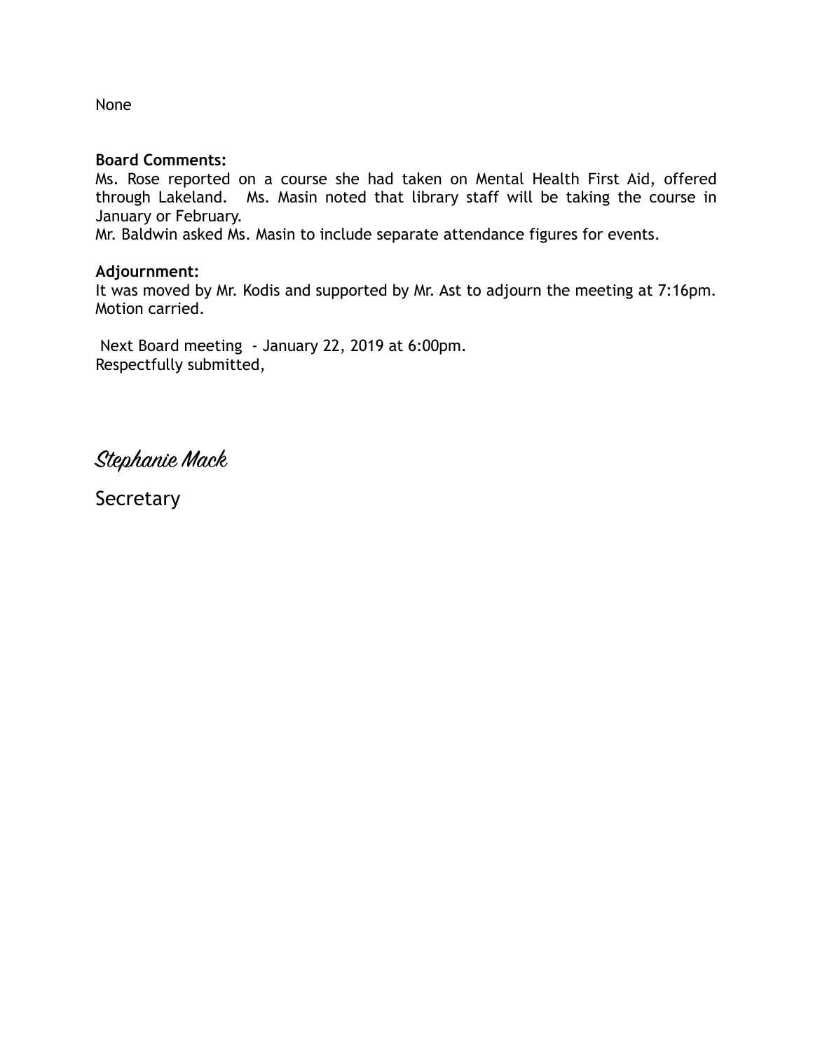None

**Board Comments:**
Ms. Rose reported on a course she had taken on Mental Health First Aid, offered through Lakeland. Ms. Masin noted that library staff will be taking the course in January or February.
Mr. Baldwin asked Ms. Masin to include separate attendance figures for events.

**Adjournment:**
It was moved by Mr. Kodis and supported by Mr. Ast to adjourn the meeting at 7:16pm. Motion carried.

Next Board meeting - January 22, 2019 at 6:00pm.
Respectfully submitted,

*Stephanie Mack*

Secretary